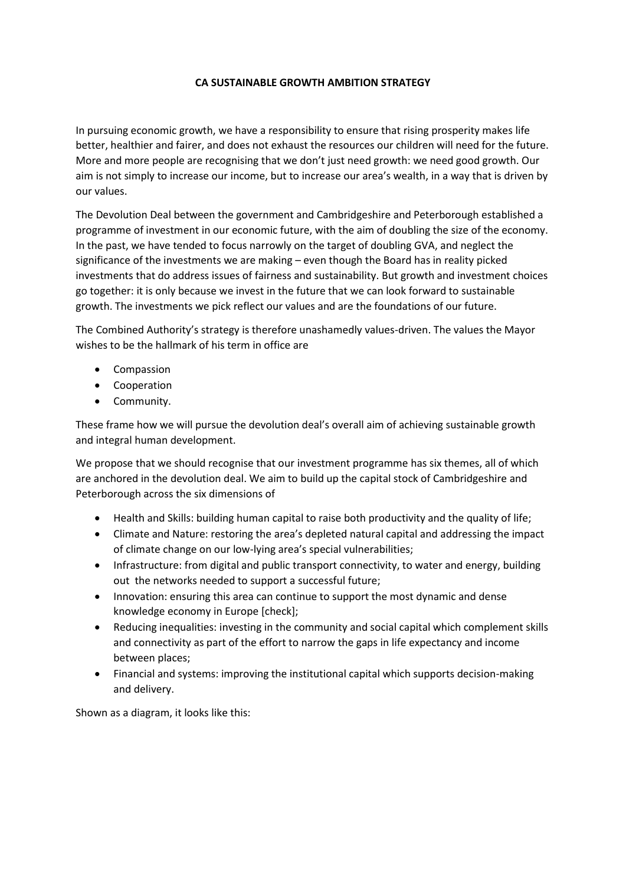# CA SUSTAINABLE GROWTH AMBITION STRATEGY

In pursuing economic growth, we have a responsibility to ensure that rising prosperity makes life better, healthier and fairer, and does not exhaust the resources our children will need for the future. More and more people are recognising that we don't just need growth: we need good growth. Our aim is not simply to increase our income, but to increase our area's wealth, in a way that is driven by our values.

The Devolution Deal between the government and Cambridgeshire and Peterborough established a programme of investment in our economic future, with the aim of doubling the size of the economy. In the past, we have tended to focus narrowly on the target of doubling GVA, and neglect the significance of the investments we are making – even though the Board has in reality picked investments that do address issues of fairness and sustainability. But growth and investment choices go together: it is only because we invest in the future that we can look forward to sustainable growth. The investments we pick reflect our values and are the foundations of our future.

The Combined Authority's strategy is therefore unashamedly values-driven. The values the Mayor wishes to be the hallmark of his term in office are

- Compassion
- Cooperation
- Community.

These frame how we will pursue the devolution deal's overall aim of achieving sustainable growth and integral human development.

We propose that we should recognise that our investment programme has six themes, all of which are anchored in the devolution deal. We aim to build up the capital stock of Cambridgeshire and Peterborough across the six dimensions of

- Health and Skills: building human capital to raise both productivity and the quality of life;
- Climate and Nature: restoring the area's depleted natural capital and addressing the impact of climate change on our low-lying area's special vulnerabilities;
- Infrastructure: from digital and public transport connectivity, to water and energy, building out the networks needed to support a successful future;
- Innovation: ensuring this area can continue to support the most dynamic and dense knowledge economy in Europe [check];
- Reducing inequalities: investing in the community and social capital which complement skills and connectivity as part of the effort to narrow the gaps in life expectancy and income between places;
- Financial and systems: improving the institutional capital which supports decision-making and delivery.

Shown as a diagram, it looks like this: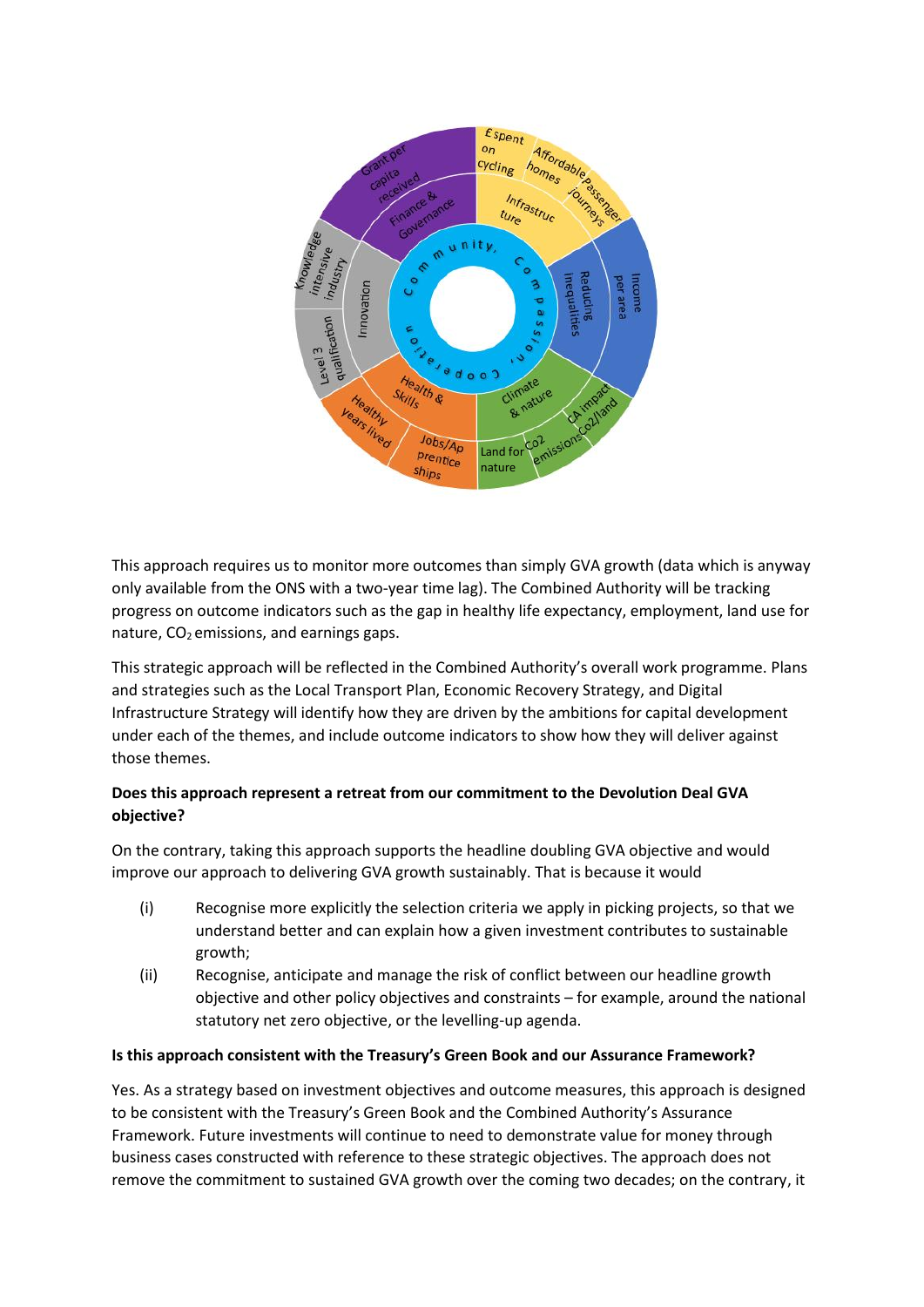This approach requires us to monitor more outcomes than simply GVA growth (data which is anyway only available from the ONS with a two-year time lag). The Combined Authority will be tracking progress on outcome indicators such as the gap in healthy life expectancy, employment, land use for nature, $CO_2$ emissions, and earnings gaps.

This strategic approach will be reflected in the Combined Authority's overall work programme. Plans and strategies such as the Local Transport Plan, Economic Recovery Strategy, and Digital Infrastructure Strategy will identify how they are driven by the ambitions for capital development under each of the themes, and include outcome indicators to show how they will deliver against those themes.

**Does this approach represent a retreat from our commitment to the Devolution Deal GVA objective?**

On the contrary, taking this approach supports the headline doubling GVA objective and would improve our approach to delivering GVA growth sustainably. That is because it would

(i) Recognise more explicitly the selection criteria we apply in picking projects, so that we understand better and can explain how a given investment contributes to sustainable growth;

(ii) Recognise, anticipate and manage the risk of conflict between our headline growth objective and other policy objectives and constraints – for example, around the national statutory net zero objective, or the levelling-up agenda.

**Is this approach consistent with the Treasury's Green Book and our Assurance Framework?**

Yes. As a strategy based on investment objectives and outcome measures, this approach is designed to be consistent with the Treasury's Green Book and the Combined Authority's Assurance Framework. Future investments will continue to need to demonstrate value for money through business cases constructed with reference to these strategic objectives. The approach does not remove the commitment to sustained GVA growth over the coming two decades; on the contrary, it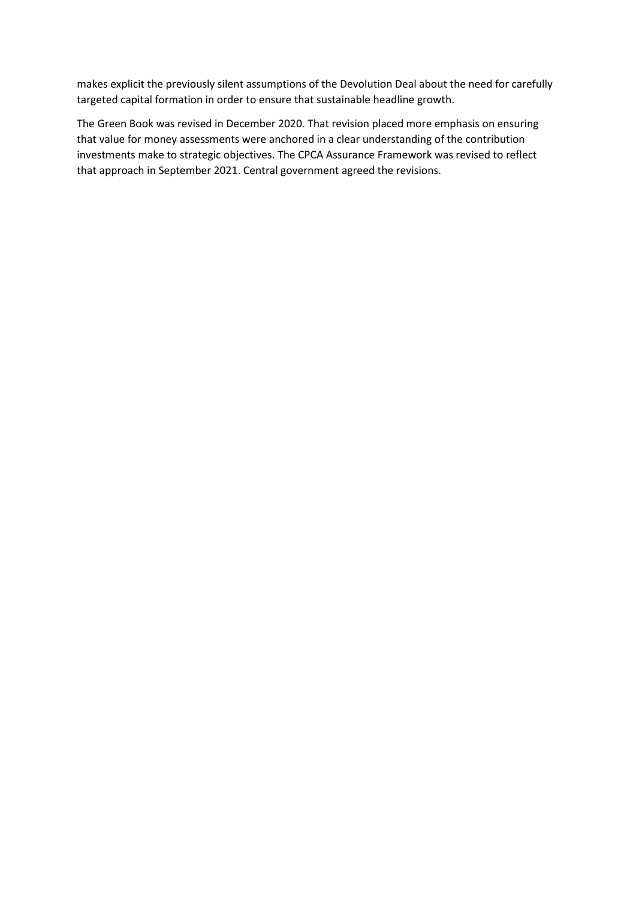makes explicit the previously silent assumptions of the Devolution Deal about the need for carefully targeted capital formation in order to ensure that sustainable headline growth.

The Green Book was revised in December 2020. That revision placed more emphasis on ensuring that value for money assessments were anchored in a clear understanding of the contribution investments make to strategic objectives. The CPCA Assurance Framework was revised to reflect that approach in September 2021. Central government agreed the revisions.